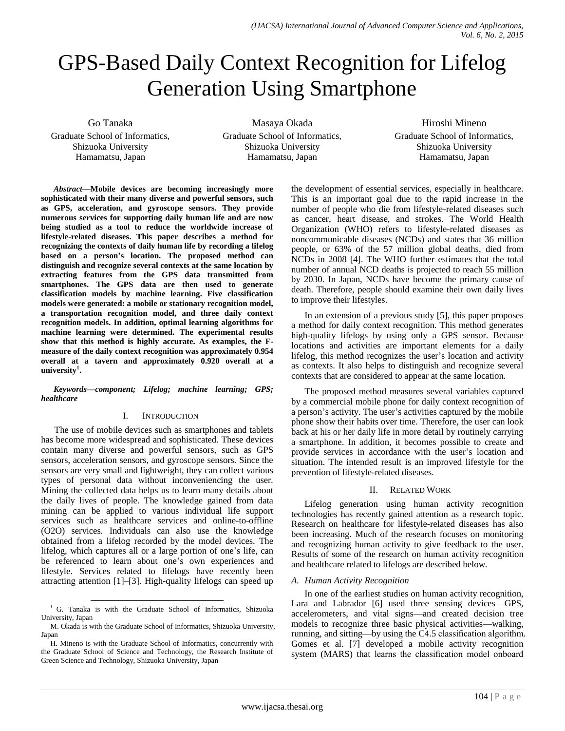# GPS-Based Daily Context Recognition for Lifelog Generation Using Smartphone

Go Tanaka
Graduate School of Informatics,
Shizuoka University
Hamamatsu, Japan

Masaya Okada
Graduate School of Informatics,
Shizuoka University
Hamamatsu, Japan

Hiroshi Mineno
Graduate School of Informatics,
Shizuoka University
Hamamatsu, Japan

***Abstract*—Mobile devices are becoming increasingly more sophisticated with their many diverse and powerful sensors, such as GPS, acceleration, and gyroscope sensors. They provide numerous services for supporting daily human life and are now being studied as a tool to reduce the worldwide increase of lifestyle-related diseases. This paper describes a method for recognizing the contexts of daily human life by recording a lifelog based on a person's location. The proposed method can distinguish and recognize several contexts at the same location by extracting features from the GPS data transmitted from smartphones. The GPS data are then used to generate classification models by machine learning. Five classification models were generated: a mobile or stationary recognition model, a transportation recognition model, and three daily context recognition models. In addition, optimal learning algorithms for machine learning were determined. The experimental results show that this method is highly accurate. As examples, the F-measure of the daily context recognition was approximately 0.954 overall at a tavern and approximately 0.920 overall at a university[1].**

***Keywords*—component; Lifelog; machine learning; GPS; healthcare**

## I. Introduction

The use of mobile devices such as smartphones and tablets has become more widespread and sophisticated. These devices contain many diverse and powerful sensors, such as GPS sensors, acceleration sensors, and gyroscope sensors. Since the sensors are very small and lightweight, they can collect various types of personal data without inconveniencing the user. Mining the collected data helps us to learn many details about the daily lives of people. The knowledge gained from data mining can be applied to various individual life support services such as healthcare services and online-to-offline (O2O) services. Individuals can also use the knowledge obtained from a lifelog recorded by the model devices. The lifelog, which captures all or a large portion of one's life, can be referenced to learn about one's own experiences and lifestyle. Services related to lifelogs have recently been attracting attention [1]–[3]. High-quality lifelogs can speed up the development of essential services, especially in healthcare. This is an important goal due to the rapid increase in the number of people who die from lifestyle-related diseases such as cancer, heart disease, and strokes. The World Health Organization (WHO) refers to lifestyle-related diseases as noncommunicable diseases (NCDs) and states that 36 million people, or 63% of the 57 million global deaths, died from NCDs in 2008 [4]. The WHO further estimates that the total number of annual NCD deaths is projected to reach 55 million by 2030. In Japan, NCDs have become the primary cause of death. Therefore, people should examine their own daily lives to improve their lifestyles.

In an extension of a previous study [5], this paper proposes a method for daily context recognition. This method generates high-quality lifelogs by using only a GPS sensor. Because locations and activities are important elements for a daily lifelog, this method recognizes the user's location and activity as contexts. It also helps to distinguish and recognize several contexts that are considered to appear at the same location.

The proposed method measures several variables captured by a commercial mobile phone for daily context recognition of a person's activity. The user's activities captured by the mobile phone show their habits over time. Therefore, the user can look back at his or her daily life in more detail by routinely carrying a smartphone. In addition, it becomes possible to create and provide services in accordance with the user's location and situation. The intended result is an improved lifestyle for the prevention of lifestyle-related diseases.

## II. Related Work

Lifelog generation using human activity recognition technologies has recently gained attention as a research topic. Research on healthcare for lifestyle-related diseases has also been increasing. Much of the research focuses on monitoring and recognizing human activity to give feedback to the user. Results of some of the research on human activity recognition and healthcare related to lifelogs are described below.

### A. Human Activity Recognition

In one of the earliest studies on human activity recognition, Lara and Labrador [6] used three sensing devices—GPS, accelerometers, and vital signs—and created decision tree models to recognize three basic physical activities—walking, running, and sitting—by using the C4.5 classification algorithm. Gomes et al. [7] developed a mobile activity recognition system (MARS) that learns the classification model onboard

---

[1] G. Tanaka is with the Graduate School of Informatics, Shizuoka University, Japan

M. Okada is with the Graduate School of Informatics, Shizuoka University, Japan

H. Mineno is with the Graduate School of Informatics, concurrently with the Graduate School of Science and Technology, the Research Institute of Green Science and Technology, Shizuoka University, Japan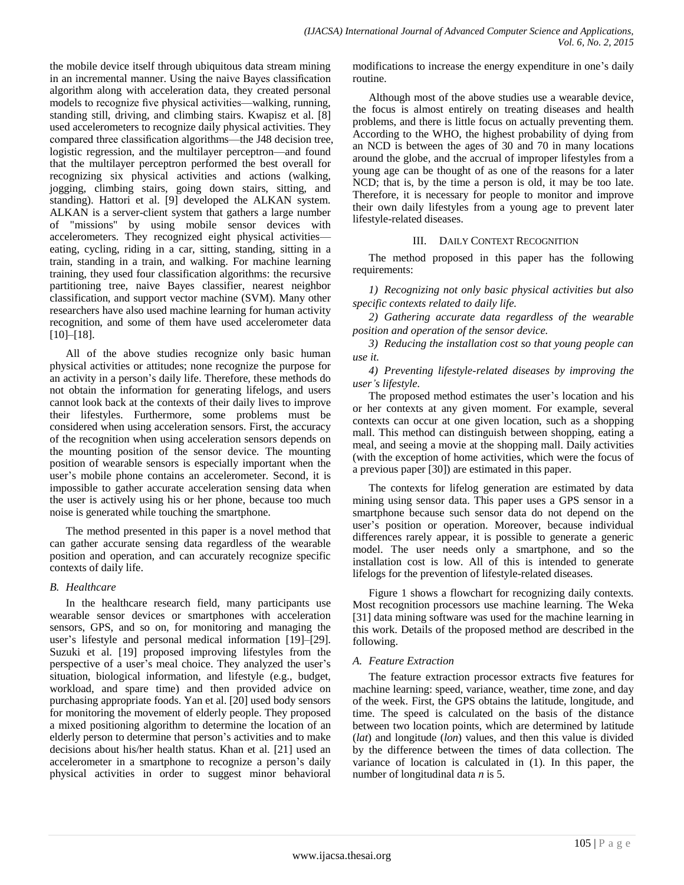the mobile device itself through ubiquitous data stream mining in an incremental manner. Using the naive Bayes classification algorithm along with acceleration data, they created personal models to recognize five physical activities—walking, running, standing still, driving, and climbing stairs. Kwapisz et al. [8] used accelerometers to recognize daily physical activities. They compared three classification algorithms—the J48 decision tree, logistic regression, and the multilayer perceptron—and found that the multilayer perceptron performed the best overall for recognizing six physical activities and actions (walking, jogging, climbing stairs, going down stairs, sitting, and standing). Hattori et al. [9] developed the ALKAN system. ALKAN is a server-client system that gathers a large number of "missions" by using mobile sensor devices with accelerometers. They recognized eight physical activities—eating, cycling, riding in a car, sitting, standing, sitting in a train, standing in a train, and walking. For machine learning training, they used four classification algorithms: the recursive partitioning tree, naive Bayes classifier, nearest neighbor classification, and support vector machine (SVM). Many other researchers have also used machine learning for human activity recognition, and some of them have used accelerometer data [10]–[18].

All of the above studies recognize only basic human physical activities or attitudes; none recognize the purpose for an activity in a person's daily life. Therefore, these methods do not obtain the information for generating lifelogs, and users cannot look back at the contexts of their daily lives to improve their lifestyles. Furthermore, some problems must be considered when using acceleration sensors. First, the accuracy of the recognition when using acceleration sensors depends on the mounting position of the sensor device. The mounting position of wearable sensors is especially important when the user's mobile phone contains an accelerometer. Second, it is impossible to gather accurate acceleration sensing data when the user is actively using his or her phone, because too much noise is generated while touching the smartphone.

The method presented in this paper is a novel method that can gather accurate sensing data regardless of the wearable position and operation, and can accurately recognize specific contexts of daily life.

### B. Healthcare

In the healthcare research field, many participants use wearable sensor devices or smartphones with acceleration sensors, GPS, and so on, for monitoring and managing the user's lifestyle and personal medical information [19]–[29]. Suzuki et al. [19] proposed improving lifestyles from the perspective of a user's meal choice. They analyzed the user's situation, biological information, and lifestyle (e.g., budget, workload, and spare time) and then provided advice on purchasing appropriate foods. Yan et al. [20] used body sensors for monitoring the movement of elderly people. They proposed a mixed positioning algorithm to determine the location of an elderly person to determine that person's activities and to make decisions about his/her health status. Khan et al. [21] used an accelerometer in a smartphone to recognize a person's daily physical activities in order to suggest minor behavioral modifications to increase the energy expenditure in one's daily routine.

Although most of the above studies use a wearable device, the focus is almost entirely on treating diseases and health problems, and there is little focus on actually preventing them. According to the WHO, the highest probability of dying from an NCD is between the ages of 30 and 70 in many locations around the globe, and the accrual of improper lifestyles from a young age can be thought of as one of the reasons for a later NCD; that is, by the time a person is old, it may be too late. Therefore, it is necessary for people to monitor and improve their own daily lifestyles from a young age to prevent later lifestyle-related diseases.

## III. Daily Context Recognition

The method proposed in this paper has the following requirements:

*1) Recognizing not only basic physical activities but also specific contexts related to daily life.*

*2) Gathering accurate data regardless of the wearable position and operation of the sensor device.*

*3) Reducing the installation cost so that young people can use it.*

*4) Preventing lifestyle-related diseases by improving the user's lifestyle.*

The proposed method estimates the user's location and his or her contexts at any given moment. For example, several contexts can occur at one given location, such as a shopping mall. This method can distinguish between shopping, eating a meal, and seeing a movie at the shopping mall. Daily activities (with the exception of home activities, which were the focus of a previous paper [30]) are estimated in this paper.

The contexts for lifelog generation are estimated by data mining using sensor data. This paper uses a GPS sensor in a smartphone because such sensor data do not depend on the user's position or operation. Moreover, because individual differences rarely appear, it is possible to generate a generic model. The user needs only a smartphone, and so the installation cost is low. All of this is intended to generate lifelogs for the prevention of lifestyle-related diseases.

Figure 1 shows a flowchart for recognizing daily contexts. Most recognition processors use machine learning. The Weka [31] data mining software was used for the machine learning in this work. Details of the proposed method are described in the following.

### A. Feature Extraction

The feature extraction processor extracts five features for machine learning: speed, variance, weather, time zone, and day of the week. First, the GPS obtains the latitude, longitude, and time. The speed is calculated on the basis of the distance between two location points, which are determined by latitude (*lat*) and longitude (*lon*) values, and then this value is divided by the difference between the times of data collection. The variance of location is calculated in (1). In this paper, the number of longitudinal data $n$ is 5.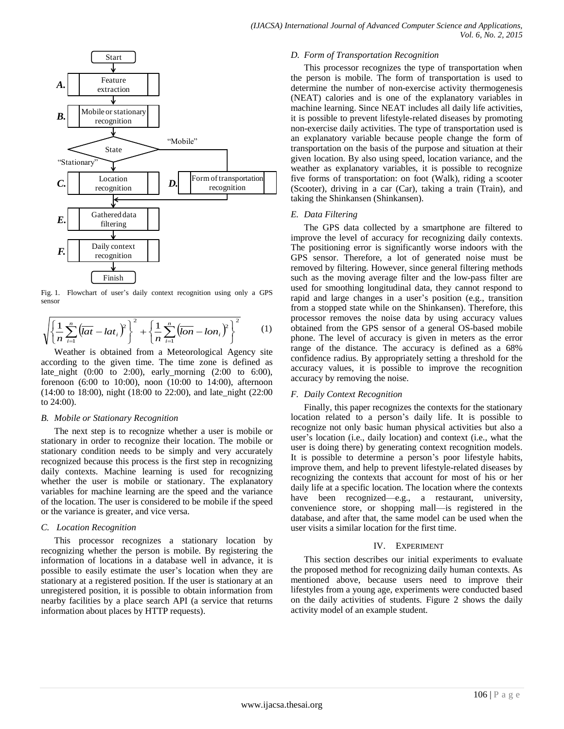Fig. 1. Flowchart of user's daily context recognition using only a GPS sensor

$$\sqrt{\left\{\frac{1}{n}\sum_{i=1}^{n}\left(\overline{lat}-lat_i\right)^2\right\}^2+\left\{\frac{1}{n}\sum_{i=1}^{n}\left(\overline{lon}-lon_i\right)^2\right\}^2} \qquad (1)$$

Weather is obtained from a Meteorological Agency site according to the given time. The time zone is defined as late_night (0:00 to 2:00), early_morning (2:00 to 6:00), forenoon (6:00 to 10:00), noon (10:00 to 14:00), afternoon (14:00 to 18:00), night (18:00 to 22:00), and late_night (22:00 to 24:00).

### *B. Mobile or Stationary Recognition*

The next step is to recognize whether a user is mobile or stationary in order to recognize their location. The mobile or stationary condition needs to be simply and very accurately recognized because this process is the first step in recognizing daily contexts. Machine learning is used for recognizing whether the user is mobile or stationary. The explanatory variables for machine learning are the speed and the variance of the location. The user is considered to be mobile if the speed or the variance is greater, and vice versa.

### *C. Location Recognition*

This processor recognizes a stationary location by recognizing whether the person is mobile. By registering the information of locations in a database well in advance, it is possible to easily estimate the user's location when they are stationary at a registered position. If the user is stationary at an unregistered position, it is possible to obtain information from nearby facilities by a place search API (a service that returns information about places by HTTP requests).

### *D. Form of Transportation Recognition*

This processor recognizes the type of transportation when the person is mobile. The form of transportation is used to determine the number of non-exercise activity thermogenesis (NEAT) calories and is one of the explanatory variables in machine learning. Since NEAT includes all daily life activities, it is possible to prevent lifestyle-related diseases by promoting non-exercise daily activities. The type of transportation used is an explanatory variable because people change the form of transportation on the basis of the purpose and situation at their given location. By also using speed, location variance, and the weather as explanatory variables, it is possible to recognize five forms of transportation: on foot (Walk), riding a scooter (Scooter), driving in a car (Car), taking a train (Train), and taking the Shinkansen (Shinkansen).

### *E. Data Filtering*

The GPS data collected by a smartphone are filtered to improve the level of accuracy for recognizing daily contexts. The positioning error is significantly worse indoors with the GPS sensor. Therefore, a lot of generated noise must be removed by filtering. However, since general filtering methods such as the moving average filter and the low-pass filter are used for smoothing longitudinal data, they cannot respond to rapid and large changes in a user's position (e.g., transition from a stopped state while on the Shinkansen). Therefore, this processor removes the noise data by using accuracy values obtained from the GPS sensor of a general OS-based mobile phone. The level of accuracy is given in meters as the error range of the distance. The accuracy is defined as a 68% confidence radius. By appropriately setting a threshold for the accuracy values, it is possible to improve the recognition accuracy by removing the noise.

### *F. Daily Context Recognition*

Finally, this paper recognizes the contexts for the stationary location related to a person's daily life. It is possible to recognize not only basic human physical activities but also a user's location (i.e., daily location) and context (i.e., what the user is doing there) by generating context recognition models. It is possible to determine a person's poor lifestyle habits, improve them, and help to prevent lifestyle-related diseases by recognizing the contexts that account for most of his or her daily life at a specific location. The location where the contexts have been recognized—e.g., a restaurant, university, convenience store, or shopping mall—is registered in the database, and after that, the same model can be used when the user visits a similar location for the first time.

## IV. Experiment

This section describes our initial experiments to evaluate the proposed method for recognizing daily human contexts. As mentioned above, because users need to improve their lifestyles from a young age, experiments were conducted based on the daily activities of students. Figure 2 shows the daily activity model of an example student.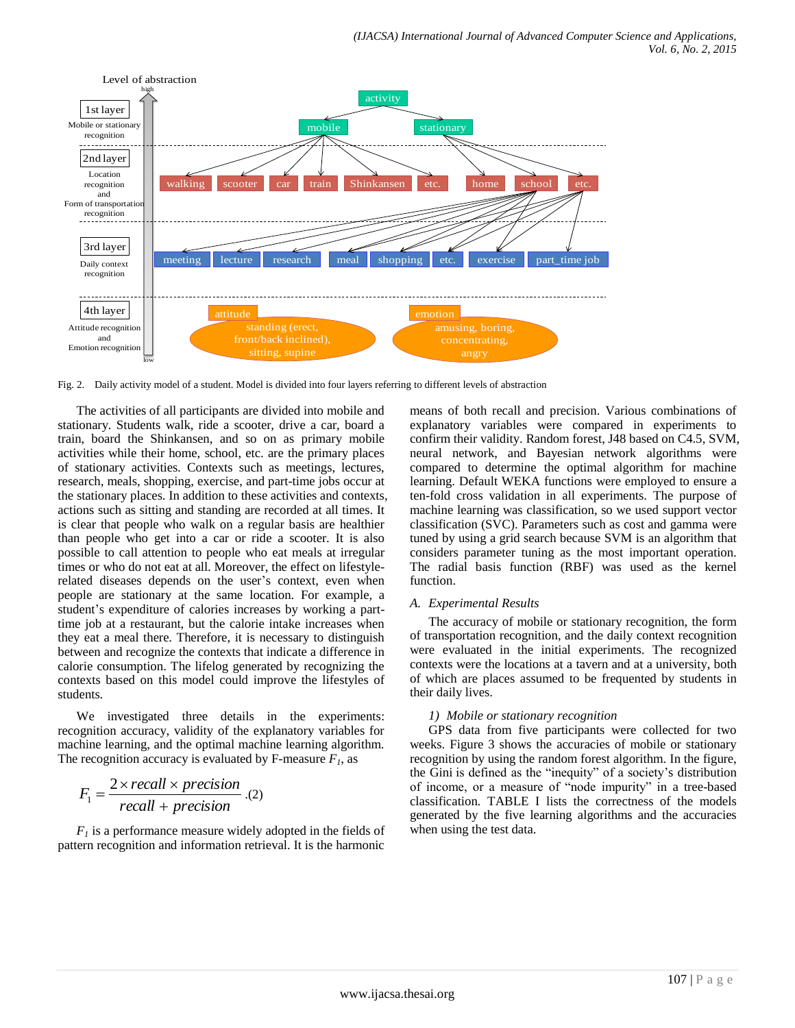Fig. 2. Daily activity model of a student. Model is divided into four layers referring to different levels of abstraction

The activities of all participants are divided into mobile and stationary. Students walk, ride a scooter, drive a car, board a train, board the Shinkansen, and so on as primary mobile activities while their home, school, etc. are the primary places of stationary activities. Contexts such as meetings, lectures, research, meals, shopping, exercise, and part-time jobs occur at the stationary places. In addition to these activities and contexts, actions such as sitting and standing are recorded at all times. It is clear that people who walk on a regular basis are healthier than people who get into a car or ride a scooter. It is also possible to call attention to people who eat meals at irregular times or who do not eat at all. Moreover, the effect on lifestyle-related diseases depends on the user's context, even when people are stationary at the same location. For example, a student's expenditure of calories increases by working a part-time job at a restaurant, but the calorie intake increases when they eat a meal there. Therefore, it is necessary to distinguish between and recognize the contexts that indicate a difference in calorie consumption. The lifelog generated by recognizing the contexts based on this model could improve the lifestyles of students.

We investigated three details in the experiments: recognition accuracy, validity of the explanatory variables for machine learning, and the optimal machine learning algorithm. The recognition accuracy is evaluated by F-measure $F_1$, as

$$F_1 = \frac{2 \times recall \times precision}{recall + precision} \quad (2)$$

$F_1$ is a performance measure widely adopted in the fields of pattern recognition and information retrieval. It is the harmonic means of both recall and precision. Various combinations of explanatory variables were compared in experiments to confirm their validity. Random forest, J48 based on C4.5, SVM, neural network, and Bayesian network algorithms were compared to determine the optimal algorithm for machine learning. Default WEKA functions were employed to ensure a ten-fold cross validation in all experiments. The purpose of machine learning was classification, so we used support vector classification (SVC). Parameters such as cost and gamma were tuned by using a grid search because SVM is an algorithm that considers parameter tuning as the most important operation. The radial basis function (RBF) was used as the kernel function.

### A. *Experimental Results*

The accuracy of mobile or stationary recognition, the form of transportation recognition, and the daily context recognition were evaluated in the initial experiments. The recognized contexts were the locations at a tavern and at a university, both of which are places assumed to be frequented by students in their daily lives.

#### 1) *Mobile or stationary recognition*

GPS data from five participants were collected for two weeks. Figure 3 shows the accuracies of mobile or stationary recognition by using the random forest algorithm. In the figure, the Gini is defined as the "inequity" of a society's distribution of income, or a measure of "node impurity" in a tree-based classification. TABLE I lists the correctness of the models generated by the five learning algorithms and the accuracies when using the test data.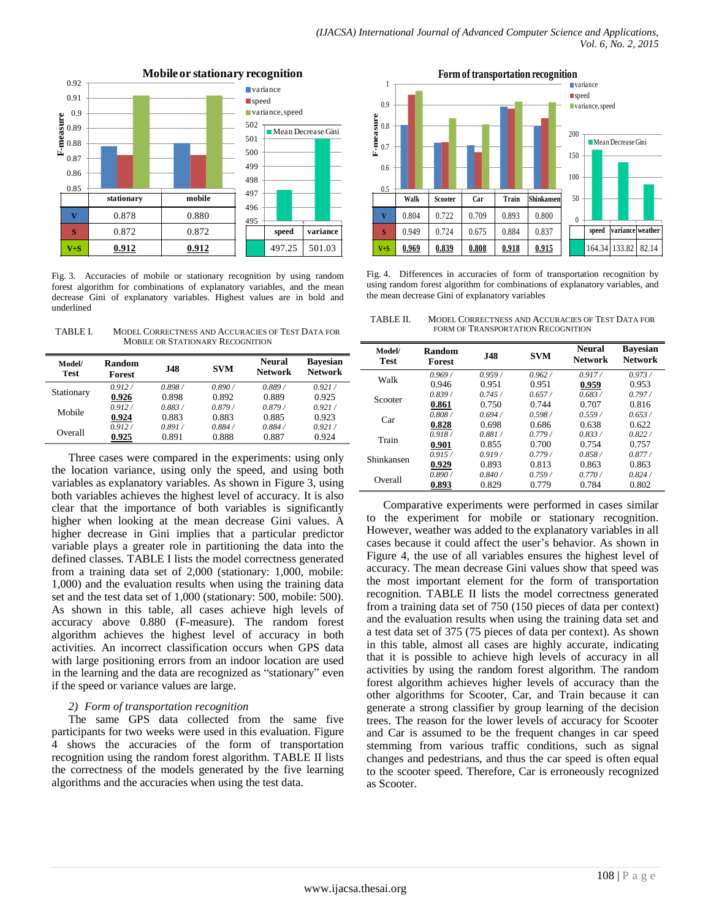Fig. 3. Accuracies of mobile or stationary recognition by using random forest algorithm for combinations of explanatory variables, and the mean decrease Gini of explanatory variables. Highest values are in bold and underlined

TABLE I. MODEL CORRECTNESS AND ACCURACIES OF TEST DATA FOR MOBILE OR STATIONARY RECOGNITION

| Model/ Test | Random Forest | J48 | SVM | Neural Network | Bayesian Network |
|---|---|---|---|---|---|
| Stationary | *0.912 /* **<u>0.926</u>** | *0.898 /* 0.898 | *0.890 /* 0.892 | *0.889 /* 0.889 | *0.921 /* 0.925 |
| Mobile | *0.912 /* **<u>0.924</u>** | *0.883 /* 0.883 | *0.879 /* 0.883 | *0.879 /* 0.885 | *0.921 /* 0.923 |
| Overall | *0.912 /* **<u>0.925</u>** | *0.891 /* 0.891 | *0.884 /* 0.888 | *0.884 /* 0.887 | *0.921 /* 0.924 |

Three cases were compared in the experiments: using only the location variance, using only the speed, and using both variables as explanatory variables. As shown in Figure 3, using both variables achieves the highest level of accuracy. It is also clear that the importance of both variables is significantly higher when looking at the mean decrease Gini values. A higher decrease in Gini implies that a particular predictor variable plays a greater role in partitioning the data into the defined classes. TABLE I lists the model correctness generated from a training data set of 2,000 (stationary: 1,000, mobile: 1,000) and the evaluation results when using the training data set and the test data set of 1,000 (stationary: 500, mobile: 500). As shown in this table, all cases achieve high levels of accuracy above 0.880 (F-measure). The random forest algorithm achieves the highest level of accuracy in both activities. An incorrect classification occurs when GPS data with large positioning errors from an indoor location are used in the learning and the data are recognized as "stationary" even if the speed or variance values are large.

*2) Form of transportation recognition*

The same GPS data collected from the same five participants for two weeks were used in this evaluation. Figure 4 shows the accuracies of the form of transportation recognition using the random forest algorithm. TABLE II lists the correctness of the models generated by the five learning algorithms and the accuracies when using the test data.

Fig. 4. Differences in accuracies of form of transportation recognition by using random forest algorithm for combinations of explanatory variables, and the mean decrease Gini of explanatory variables

TABLE II. MODEL CORRECTNESS AND ACCURACIES OF TEST DATA FOR FORM OF TRANSPORTATION RECOGNITION

| Model/ Test | Random Forest | J48 | SVM | Neural Network | Bayesian Network |
|---|---|---|---|---|---|
| Walk | *0.969 /* 0.946 | *0.959 /* 0.951 | *0.962 /* 0.951 | *0.917 /* **<u>0.959</u>** | *0.973 /* 0.953 |
| Scooter | *0.839 /* **<u>0.861</u>** | *0.745 /* 0.750 | *0.657 /* 0.744 | *0.683 /* 0.707 | *0.797 /* 0.816 |
| Car | *0.808 /* **<u>0.828</u>** | *0.694 /* 0.698 | *0.598 /* 0.686 | *0.559 /* 0.638 | *0.653 /* 0.622 |
| Train | *0.918 /* **<u>0.901</u>** | *0.881 /* 0.855 | *0.779 /* 0.700 | *0.833 /* 0.754 | *0.822 /* 0.757 |
| Shinkansen | *0.915 /* **<u>0.929</u>** | *0.919 /* 0.893 | *0.779 /* 0.813 | *0.858 /* 0.863 | *0.877 /* 0.863 |
| Overall | *0.890 /* **<u>0.893</u>** | *0.840 /* 0.829 | *0.759 /* 0.779 | *0.770 /* 0.784 | *0.824 /* 0.802 |

Comparative experiments were performed in cases similar to the experiment for mobile or stationary recognition. However, weather was added to the explanatory variables in all cases because it could affect the user's behavior. As shown in Figure 4, the use of all variables ensures the highest level of accuracy. The mean decrease Gini values show that speed was the most important element for the form of transportation recognition. TABLE II lists the model correctness generated from a training data set of 750 (150 pieces of data per context) and the evaluation results when using the training data set and a test data set of 375 (75 pieces of data per context). As shown in this table, almost all cases are highly accurate, indicating that it is possible to achieve high levels of accuracy in all activities by using the random forest algorithm. The random forest algorithm achieves higher levels of accuracy than the other algorithms for Scooter, Car, and Train because it can generate a strong classifier by group learning of the decision trees. The reason for the lower levels of accuracy for Scooter and Car is assumed to be the frequent changes in car speed stemming from various traffic conditions, such as signal changes and pedestrians, and thus the car speed is often equal to the scooter speed. Therefore, Car is erroneously recognized as Scooter.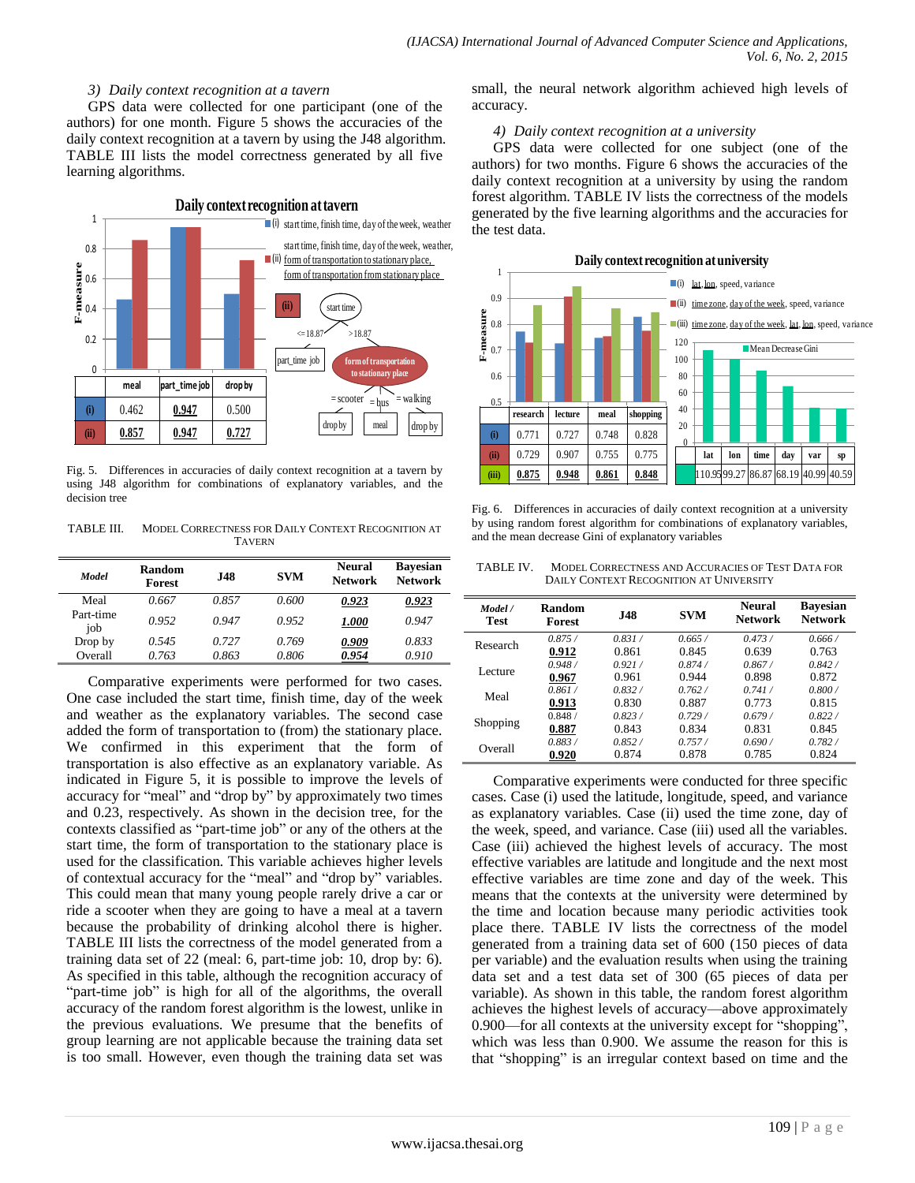*3) Daily context recognition at a tavern*

GPS data were collected for one participant (one of the authors) for one month. Figure 5 shows the accuracies of the daily context recognition at a tavern by using the J48 algorithm. TABLE III lists the model correctness generated by all five learning algorithms.

Fig. 5. Differences in accuracies of daily context recognition at a tavern by using J48 algorithm for combinations of explanatory variables, and the decision tree

TABLE III. MODEL CORRECTNESS FOR DAILY CONTEXT RECOGNITION AT TAVERN

| *Model* | Random Forest | J48 | SVM | Neural Network | Bayesian Network |
|---|---|---|---|---|---|
| Meal | *0.667* | *0.857* | *0.600* | ***0.923*** | ***0.923*** |
| Part-time job | *0.952* | *0.947* | *0.952* | ***1.000*** | *0.947* |
| Drop by | *0.545* | *0.727* | *0.769* | ***0.909*** | *0.833* |
| Overall | *0.763* | *0.863* | *0.806* | ***0.954*** | *0.910* |

Comparative experiments were performed for two cases. One case included the start time, finish time, day of the week and weather as the explanatory variables. The second case added the form of transportation to (from) the stationary place. We confirmed in this experiment that the form of transportation is also effective as an explanatory variable. As indicated in Figure 5, it is possible to improve the levels of accuracy for "meal" and "drop by" by approximately two times and 0.23, respectively. As shown in the decision tree, for the contexts classified as "part-time job" or any of the others at the start time, the form of transportation to the stationary place is used for the classification. This variable achieves higher levels of contextual accuracy for the "meal" and "drop by" variables. This could mean that many young people rarely drive a car or ride a scooter when they are going to have a meal at a tavern because the probability of drinking alcohol there is higher. TABLE III lists the correctness of the model generated from a training data set of 22 (meal: 6, part-time job: 10, drop by: 6). As specified in this table, although the recognition accuracy of "part-time job" is high for all of the algorithms, the overall accuracy of the random forest algorithm is the lowest, unlike in the previous evaluations. We presume that the benefits of group learning are not applicable because the training data set is too small. However, even though the training data set was small, the neural network algorithm achieved high levels of accuracy.

*4) Daily context recognition at a university*

GPS data were collected for one subject (one of the authors) for two months. Figure 6 shows the accuracies of the daily context recognition at a university by using the random forest algorithm. TABLE IV lists the correctness of the models generated by the five learning algorithms and the accuracies for the test data.

Fig. 6. Differences in accuracies of daily context recognition at a university by using random forest algorithm for combinations of explanatory variables, and the mean decrease Gini of explanatory variables

TABLE IV. MODEL CORRECTNESS AND ACCURACIES OF TEST DATA FOR DAILY CONTEXT RECOGNITION AT UNIVERSITY

| *Model / Test* | Random Forest | J48 | SVM | Neural Network | Bayesian Network |
|---|---|---|---|---|---|
| Research | *0.875 /* **0.912** | *0.831 /* 0.861 | *0.665 /* 0.845 | *0.473 /* 0.639 | *0.666 /* 0.763 |
| Lecture | *0.948 /* **0.967** | *0.921 /* 0.961 | *0.874 /* 0.944 | *0.867 /* 0.898 | *0.842 /* 0.872 |
| Meal | *0.861 /* **0.913** | *0.832 /* 0.830 | *0.762 /* 0.887 | *0.741 /* 0.773 | *0.800 /* 0.815 |
| Shopping | 0.848 / **0.887** | *0.823 /* 0.843 | *0.729 /* 0.834 | *0.679 /* 0.831 | *0.822 /* 0.845 |
| Overall | *0.883 /* **0.920** | *0.852 /* 0.874 | *0.757 /* 0.878 | *0.690 /* 0.785 | *0.782 /* 0.824 |

Comparative experiments were conducted for three specific cases. Case (i) used the latitude, longitude, speed, and variance as explanatory variables. Case (ii) used the time zone, day of the week, speed, and variance. Case (iii) used all the variables. Case (iii) achieved the highest levels of accuracy. The most effective variables are latitude and longitude and the next most effective variables are time zone and day of the week. This means that the contexts at the university were determined by the time and location because many periodic activities took place there. TABLE IV lists the correctness of the model generated from a training data set of 600 (150 pieces of data per variable) and the evaluation results when using the training data set and a test data set of 300 (65 pieces of data per variable). As shown in this table, the random forest algorithm achieves the highest levels of accuracy—above approximately 0.900—for all contexts at the university except for "shopping", which was less than 0.900. We assume the reason for this is that "shopping" is an irregular context based on time and the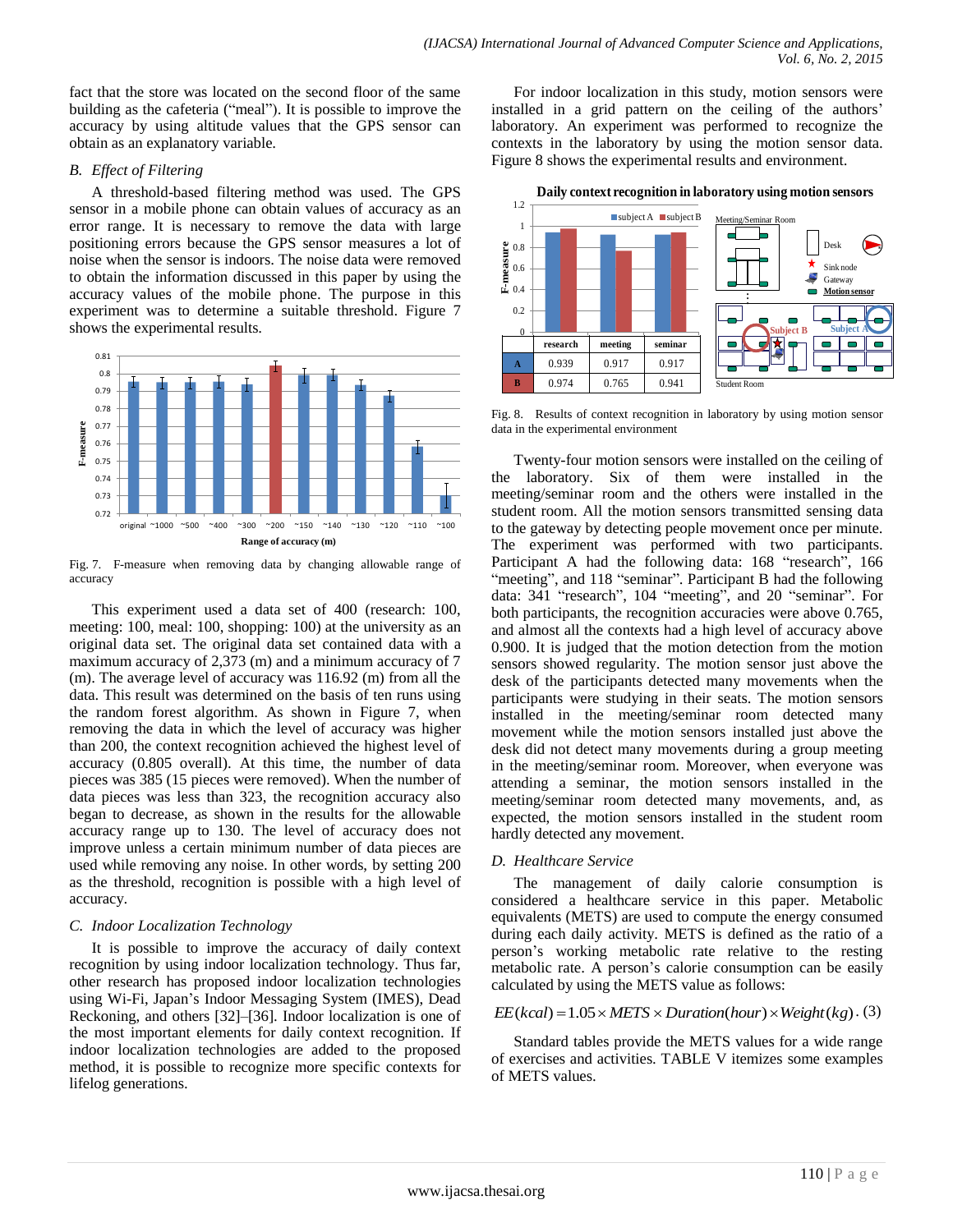fact that the store was located on the second floor of the same building as the cafeteria ("meal"). It is possible to improve the accuracy by using altitude values that the GPS sensor can obtain as an explanatory variable.

### *B. Effect of Filtering*

A threshold-based filtering method was used. The GPS sensor in a mobile phone can obtain values of accuracy as an error range. It is necessary to remove the data with large positioning errors because the GPS sensor measures a lot of noise when the sensor is indoors. The noise data were removed to obtain the information discussed in this paper by using the accuracy values of the mobile phone. The purpose in this experiment was to determine a suitable threshold. Figure 7 shows the experimental results.

Fig. 7. F-measure when removing data by changing allowable range of accuracy

This experiment used a data set of 400 (research: 100, meeting: 100, meal: 100, shopping: 100) at the university as an original data set. The original data set contained data with a maximum accuracy of 2,373 (m) and a minimum accuracy of 7 (m). The average level of accuracy was 116.92 (m) from all the data. This result was determined on the basis of ten runs using the random forest algorithm. As shown in Figure 7, when removing the data in which the level of accuracy was higher than 200, the context recognition achieved the highest level of accuracy (0.805 overall). At this time, the number of data pieces was 385 (15 pieces were removed). When the number of data pieces was less than 323, the recognition accuracy also began to decrease, as shown in the results for the allowable accuracy range up to 130. The level of accuracy does not improve unless a certain minimum number of data pieces are used while removing any noise. In other words, by setting 200 as the threshold, recognition is possible with a high level of accuracy.

### *C. Indoor Localization Technology*

It is possible to improve the accuracy of daily context recognition by using indoor localization technology. Thus far, other research has proposed indoor localization technologies using Wi-Fi, Japan's Indoor Messaging System (IMES), Dead Reckoning, and others [32]–[36]. Indoor localization is one of the most important elements for daily context recognition. If indoor localization technologies are added to the proposed method, it is possible to recognize more specific contexts for lifelog generations.

For indoor localization in this study, motion sensors were installed in a grid pattern on the ceiling of the authors' laboratory. An experiment was performed to recognize the contexts in the laboratory by using the motion sensor data. Figure 8 shows the experimental results and environment.

|  | research | meeting | seminar |
|---|---|---|---|
| A | 0.939 | 0.917 | 0.917 |
| B | 0.974 | 0.765 | 0.941 |

Fig. 8. Results of context recognition in laboratory by using motion sensor data in the experimental environment

Twenty-four motion sensors were installed on the ceiling of the laboratory. Six of them were installed in the meeting/seminar room and the others were installed in the student room. All the motion sensors transmitted sensing data to the gateway by detecting people movement once per minute. The experiment was performed with two participants. Participant A had the following data: 168 "research", 166 "meeting", and 118 "seminar". Participant B had the following data: 341 "research", 104 "meeting", and 20 "seminar". For both participants, the recognition accuracies were above 0.765, and almost all the contexts had a high level of accuracy above 0.900. It is judged that the motion detection from the motion sensors showed regularity. The motion sensor just above the desk of the participants detected many movements when the participants were studying in their seats. The motion sensors installed in the meeting/seminar room detected many movement while the motion sensors installed just above the desk did not detect many movements during a group meeting in the meeting/seminar room. Moreover, when everyone was attending a seminar, the motion sensors installed in the meeting/seminar room detected many movements, and, as expected, the motion sensors installed in the student room hardly detected any movement.

### *D. Healthcare Service*

The management of daily calorie consumption is considered a healthcare service in this paper. Metabolic equivalents (METS) are used to compute the energy consumed during each daily activity. METS is defined as the ratio of a person's working metabolic rate relative to the resting metabolic rate. A person's calorie consumption can be easily calculated by using the METS value as follows:

$$EE(kcal) = 1.05 \times METS \times Duration(hour) \times Weight(kg) \,. \quad (3)$$

Standard tables provide the METS values for a wide range of exercises and activities. TABLE V itemizes some examples of METS values.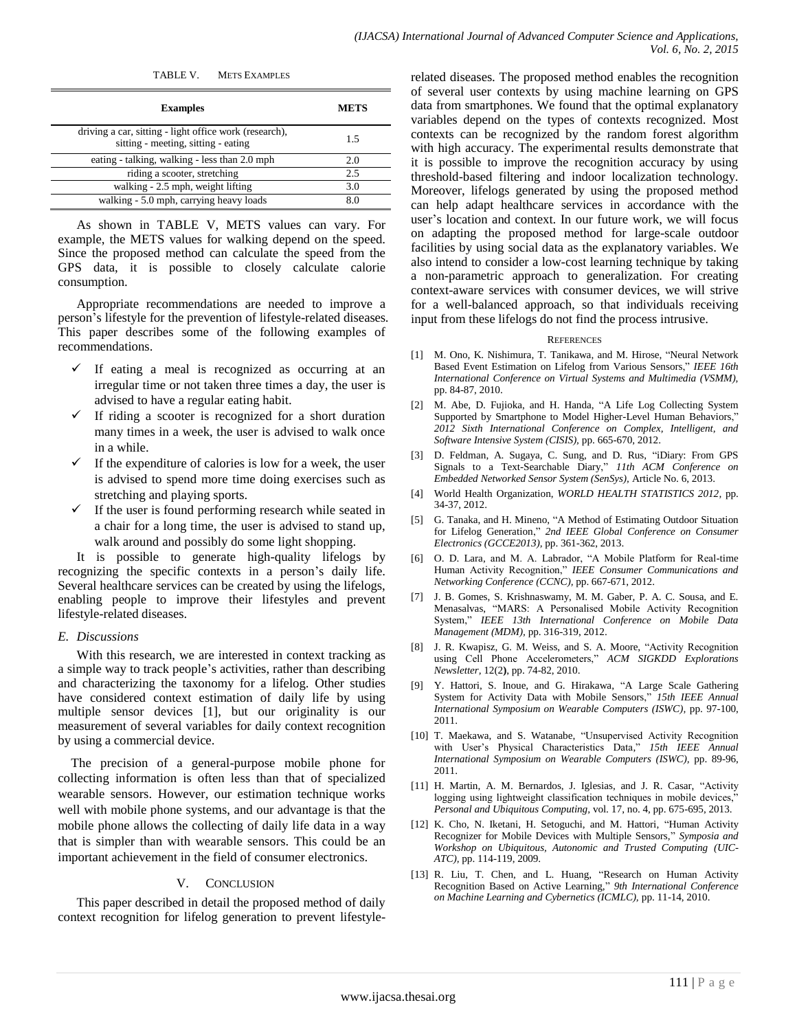TABLE V. METS EXAMPLES

| Examples | METS |
|---|---|
| driving a car, sitting - light office work (research), sitting - meeting, sitting - eating | 1.5 |
| eating - talking, walking - less than 2.0 mph | 2.0 |
| riding a scooter, stretching | 2.5 |
| walking - 2.5 mph, weight lifting | 3.0 |
| walking - 5.0 mph, carrying heavy loads | 8.0 |

As shown in TABLE V, METS values can vary. For example, the METS values for walking depend on the speed. Since the proposed method can calculate the speed from the GPS data, it is possible to closely calculate calorie consumption.

Appropriate recommendations are needed to improve a person's lifestyle for the prevention of lifestyle-related diseases. This paper describes some of the following examples of recommendations.

- ✓ If eating a meal is recognized as occurring at an irregular time or not taken three times a day, the user is advised to have a regular eating habit.
- ✓ If riding a scooter is recognized for a short duration many times in a week, the user is advised to walk once in a while.
- ✓ If the expenditure of calories is low for a week, the user is advised to spend more time doing exercises such as stretching and playing sports.
- ✓ If the user is found performing research while seated in a chair for a long time, the user is advised to stand up, walk around and possibly do some light shopping.

It is possible to generate high-quality lifelogs by recognizing the specific contexts in a person's daily life. Several healthcare services can be created by using the lifelogs, enabling people to improve their lifestyles and prevent lifestyle-related diseases.

### *E. Discussions*

With this research, we are interested in context tracking as a simple way to track people's activities, rather than describing and characterizing the taxonomy for a lifelog. Other studies have considered context estimation of daily life by using multiple sensor devices [1], but our originality is our measurement of several variables for daily context recognition by using a commercial device.

The precision of a general-purpose mobile phone for collecting information is often less than that of specialized wearable sensors. However, our estimation technique works well with mobile phone systems, and our advantage is that the mobile phone allows the collecting of daily life data in a way that is simpler than with wearable sensors. This could be an important achievement in the field of consumer electronics.

## V. CONCLUSION

This paper described in detail the proposed method of daily context recognition for lifelog generation to prevent lifestyle-related diseases. The proposed method enables the recognition of several user contexts by using machine learning on GPS data from smartphones. We found that the optimal explanatory variables depend on the types of contexts recognized. Most contexts can be recognized by the random forest algorithm with high accuracy. The experimental results demonstrate that it is possible to improve the recognition accuracy by using threshold-based filtering and indoor localization technology. Moreover, lifelogs generated by using the proposed method can help adapt healthcare services in accordance with the user's location and context. In our future work, we will focus on adapting the proposed method for large-scale outdoor facilities by using social data as the explanatory variables. We also intend to consider a low-cost learning technique by taking a non-parametric approach to generalization. For creating context-aware services with consumer devices, we will strive for a well-balanced approach, so that individuals receiving input from these lifelogs do not find the process intrusive.

## REFERENCES

[1] M. Ono, K. Nishimura, T. Tanikawa, and M. Hirose, "Neural Network Based Event Estimation on Lifelog from Various Sensors," *IEEE 16th International Conference on Virtual Systems and Multimedia (VSMM)*, pp. 84-87, 2010.

[2] M. Abe, D. Fujioka, and H. Handa, "A Life Log Collecting System Supported by Smartphone to Model Higher-Level Human Behaviors," *2012 Sixth International Conference on Complex, Intelligent, and Software Intensive System (CISIS)*, pp. 665-670, 2012.

[3] D. Feldman, A. Sugaya, C. Sung, and D. Rus, "iDiary: From GPS Signals to a Text-Searchable Diary," *11th ACM Conference on Embedded Networked Sensor System (SenSys)*, Article No. 6, 2013.

[4] World Health Organization, *WORLD HEALTH STATISTICS 2012*, pp. 34-37, 2012.

[5] G. Tanaka, and H. Mineno, "A Method of Estimating Outdoor Situation for Lifelog Generation," *2nd IEEE Global Conference on Consumer Electronics (GCCE2013)*, pp. 361-362, 2013.

[6] O. D. Lara, and M. A. Labrador, "A Mobile Platform for Real-time Human Activity Recognition," *IEEE Consumer Communications and Networking Conference (CCNC)*, pp. 667-671, 2012.

[7] J. B. Gomes, S. Krishnaswamy, M. M. Gaber, P. A. C. Sousa, and E. Menasalvas, "MARS: A Personalised Mobile Activity Recognition System," *IEEE 13th International Conference on Mobile Data Management (MDM)*, pp. 316-319, 2012.

[8] J. R. Kwapisz, G. M. Weiss, and S. A. Moore, "Activity Recognition using Cell Phone Accelerometers," *ACM SIGKDD Explorations Newsletter*, 12(2), pp. 74-82, 2010.

[9] Y. Hattori, S. Inoue, and G. Hirakawa, "A Large Scale Gathering System for Activity Data with Mobile Sensors," *15th IEEE Annual International Symposium on Wearable Computers (ISWC)*, pp. 97-100, 2011.

[10] T. Maekawa, and S. Watanabe, "Unsupervised Activity Recognition with User's Physical Characteristics Data," *15th IEEE Annual International Symposium on Wearable Computers (ISWC)*, pp. 89-96, 2011.

[11] H. Martin, A. M. Bernardos, J. Iglesias, and J. R. Casar, "Activity logging using lightweight classification techniques in mobile devices," *Personal and Ubiquitous Computing*, vol. 17, no. 4, pp. 675-695, 2013.

[12] K. Cho, N. Iketani, H. Setoguchi, and M. Hattori, "Human Activity Recognizer for Mobile Devices with Multiple Sensors," *Symposia and Workshop on Ubiquitous, Autonomic and Trusted Computing (UIC-ATC)*, pp. 114-119, 2009.

[13] R. Liu, T. Chen, and L. Huang, "Research on Human Activity Recognition Based on Active Learning," *9th International Conference on Machine Learning and Cybernetics (ICMLC)*, pp. 11-14, 2010.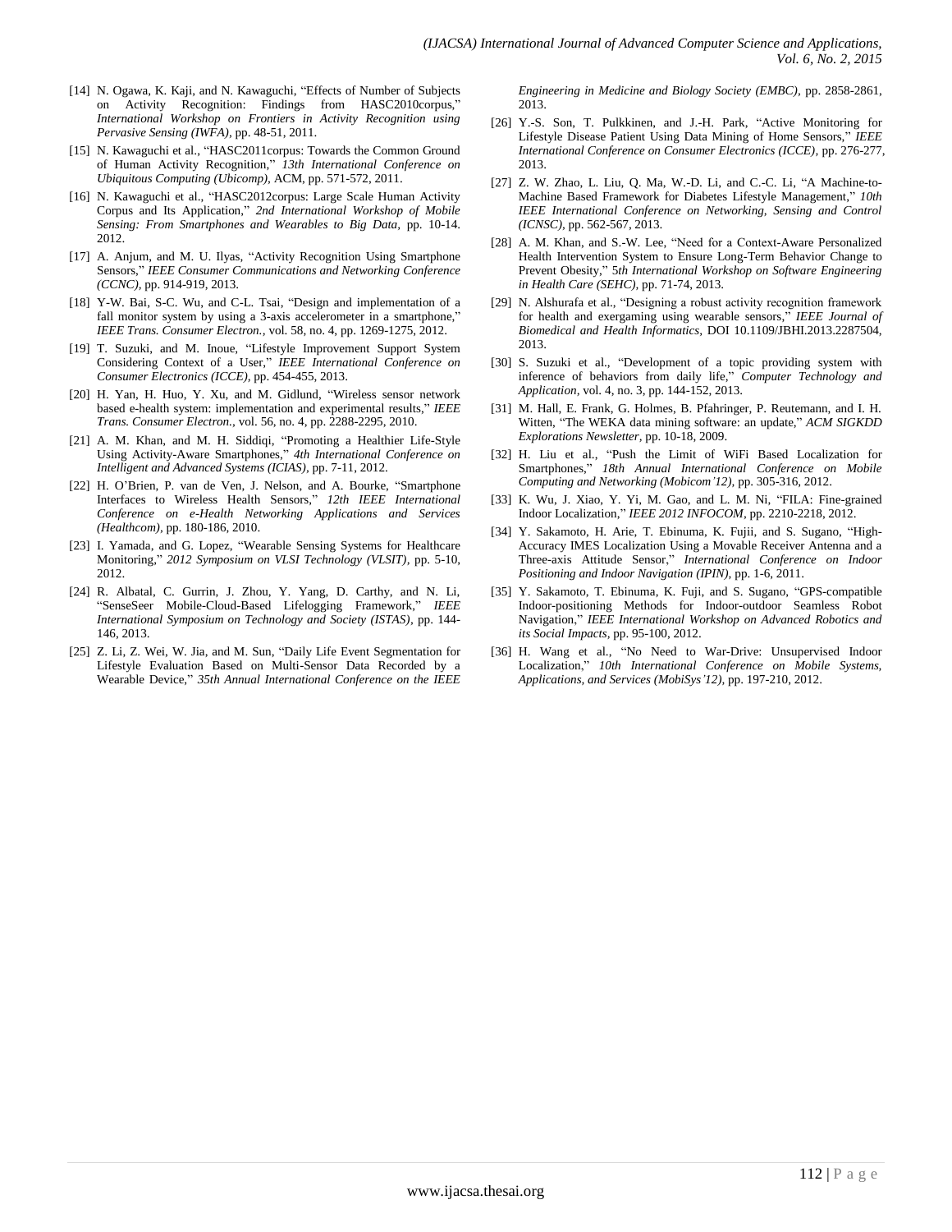[14] N. Ogawa, K. Kaji, and N. Kawaguchi, “Effects of Number of Subjects on Activity Recognition: Findings from HASC2010corpus,” *International Workshop on Frontiers in Activity Recognition using Pervasive Sensing (IWFA)*, pp. 48-51, 2011.

[15] N. Kawaguchi et al., “HASC2011corpus: Towards the Common Ground of Human Activity Recognition,” *13th International Conference on Ubiquitous Computing (Ubicomp)*, ACM, pp. 571-572, 2011.

[16] N. Kawaguchi et al., “HASC2012corpus: Large Scale Human Activity Corpus and Its Application,” *2nd International Workshop of Mobile Sensing: From Smartphones and Wearables to Big Data*, pp. 10-14. 2012.

[17] A. Anjum, and M. U. Ilyas, “Activity Recognition Using Smartphone Sensors,” *IEEE Consumer Communications and Networking Conference (CCNC)*, pp. 914-919, 2013.

[18] Y-W. Bai, S-C. Wu, and C-L. Tsai, “Design and implementation of a fall monitor system by using a 3-axis accelerometer in a smartphone,” *IEEE Trans. Consumer Electron.*, vol. 58, no. 4, pp. 1269-1275, 2012.

[19] T. Suzuki, and M. Inoue, “Lifestyle Improvement Support System Considering Context of a User,” *IEEE International Conference on Consumer Electronics (ICCE)*, pp. 454-455, 2013.

[20] H. Yan, H. Huo, Y. Xu, and M. Gidlund, “Wireless sensor network based e-health system: implementation and experimental results,” *IEEE Trans. Consumer Electron.*, vol. 56, no. 4, pp. 2288-2295, 2010.

[21] A. M. Khan, and M. H. Siddiqi, “Promoting a Healthier Life-Style Using Activity-Aware Smartphones,” *4th International Conference on Intelligent and Advanced Systems (ICIAS)*, pp. 7-11, 2012.

[22] H. O’Brien, P. van de Ven, J. Nelson, and A. Bourke, “Smartphone Interfaces to Wireless Health Sensors,” *12th IEEE International Conference on e-Health Networking Applications and Services (Healthcom)*, pp. 180-186, 2010.

[23] I. Yamada, and G. Lopez, “Wearable Sensing Systems for Healthcare Monitoring,” *2012 Symposium on VLSI Technology (VLSIT)*, pp. 5-10, 2012.

[24] R. Albatal, C. Gurrin, J. Zhou, Y. Yang, D. Carthy, and N. Li, “SenseSeer Mobile-Cloud-Based Lifelogging Framework,” *IEEE International Symposium on Technology and Society (ISTAS)*, pp. 144-146, 2013.

[25] Z. Li, Z. Wei, W. Jia, and M. Sun, “Daily Life Event Segmentation for Lifestyle Evaluation Based on Multi-Sensor Data Recorded by a Wearable Device,” *35th Annual International Conference on the IEEE Engineering in Medicine and Biology Society (EMBC)*, pp. 2858-2861, 2013.

[26] Y.-S. Son, T. Pulkkinen, and J.-H. Park, “Active Monitoring for Lifestyle Disease Patient Using Data Mining of Home Sensors,” *IEEE International Conference on Consumer Electronics (ICCE)*, pp. 276-277, 2013.

[27] Z. W. Zhao, L. Liu, Q. Ma, W.-D. Li, and C.-C. Li, “A Machine-to-Machine Based Framework for Diabetes Lifestyle Management,” *10th IEEE International Conference on Networking, Sensing and Control (ICNSC)*, pp. 562-567, 2013.

[28] A. M. Khan, and S.-W. Lee, “Need for a Context-Aware Personalized Health Intervention System to Ensure Long-Term Behavior Change to Prevent Obesity,” 5*th International Workshop on Software Engineering in Health Care (SEHC)*, pp. 71-74, 2013.

[29] N. Alshurafa et al., “Designing a robust activity recognition framework for health and exergaming using wearable sensors,” *IEEE Journal of Biomedical and Health Informatics*, DOI 10.1109/JBHI.2013.2287504, 2013.

[30] S. Suzuki et al., “Development of a topic providing system with inference of behaviors from daily life,” *Computer Technology and Application*, vol. 4, no. 3, pp. 144-152, 2013.

[31] M. Hall, E. Frank, G. Holmes, B. Pfahringer, P. Reutemann, and I. H. Witten, “The WEKA data mining software: an update,” *ACM SIGKDD Explorations Newsletter*, pp. 10-18, 2009.

[32] H. Liu et al., “Push the Limit of WiFi Based Localization for Smartphones,” *18th Annual International Conference on Mobile Computing and Networking (Mobicom’12)*, pp. 305-316, 2012.

[33] K. Wu, J. Xiao, Y. Yi, M. Gao, and L. M. Ni, “FILA: Fine-grained Indoor Localization,” *IEEE 2012 INFOCOM*, pp. 2210-2218, 2012.

[34] Y. Sakamoto, H. Arie, T. Ebinuma, K. Fujii, and S. Sugano, “High-Accuracy IMES Localization Using a Movable Receiver Antenna and a Three-axis Attitude Sensor,” *International Conference on Indoor Positioning and Indoor Navigation (IPIN)*, pp. 1-6, 2011.

[35] Y. Sakamoto, T. Ebinuma, K. Fuji, and S. Sugano, “GPS-compatible Indoor-positioning Methods for Indoor-outdoor Seamless Robot Navigation,” *IEEE International Workshop on Advanced Robotics and its Social Impacts*, pp. 95-100, 2012.

[36] H. Wang et al., “No Need to War-Drive: Unsupervised Indoor Localization,” *10th International Conference on Mobile Systems, Applications, and Services (MobiSys’12)*, pp. 197-210, 2012.